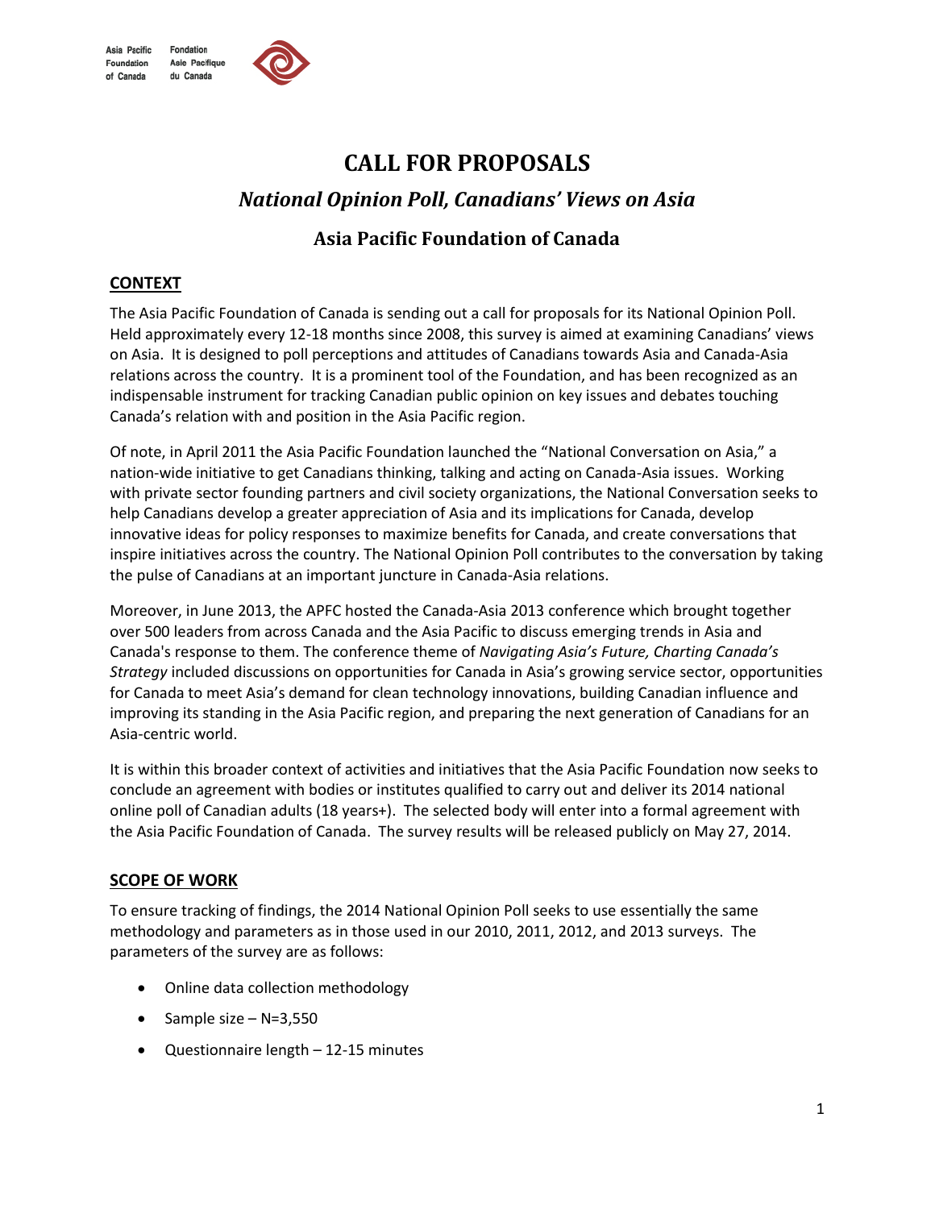Asia Pacific Foundation of Canada
Fondation Asie Pacifique du Canada

# CALL FOR PROPOSALS

## *National Opinion Poll, Canadians' Views on Asia*

### Asia Pacific Foundation of Canada

**CONTEXT**

The Asia Pacific Foundation of Canada is sending out a call for proposals for its National Opinion Poll. Held approximately every 12-18 months since 2008, this survey is aimed at examining Canadians' views on Asia. It is designed to poll perceptions and attitudes of Canadians towards Asia and Canada-Asia relations across the country. It is a prominent tool of the Foundation, and has been recognized as an indispensable instrument for tracking Canadian public opinion on key issues and debates touching Canada's relation with and position in the Asia Pacific region.

Of note, in April 2011 the Asia Pacific Foundation launched the "National Conversation on Asia," a nation-wide initiative to get Canadians thinking, talking and acting on Canada-Asia issues. Working with private sector founding partners and civil society organizations, the National Conversation seeks to help Canadians develop a greater appreciation of Asia and its implications for Canada, develop innovative ideas for policy responses to maximize benefits for Canada, and create conversations that inspire initiatives across the country. The National Opinion Poll contributes to the conversation by taking the pulse of Canadians at an important juncture in Canada-Asia relations.

Moreover, in June 2013, the APFC hosted the Canada-Asia 2013 conference which brought together over 500 leaders from across Canada and the Asia Pacific to discuss emerging trends in Asia and Canada's response to them. The conference theme of *Navigating Asia's Future, Charting Canada's Strategy* included discussions on opportunities for Canada in Asia's growing service sector, opportunities for Canada to meet Asia's demand for clean technology innovations, building Canadian influence and improving its standing in the Asia Pacific region, and preparing the next generation of Canadians for an Asia-centric world.

It is within this broader context of activities and initiatives that the Asia Pacific Foundation now seeks to conclude an agreement with bodies or institutes qualified to carry out and deliver its 2014 national online poll of Canadian adults (18 years+). The selected body will enter into a formal agreement with the Asia Pacific Foundation of Canada. The survey results will be released publicly on May 27, 2014.

**SCOPE OF WORK**

To ensure tracking of findings, the 2014 National Opinion Poll seeks to use essentially the same methodology and parameters as in those used in our 2010, 2011, 2012, and 2013 surveys. The parameters of the survey are as follows:

- Online data collection methodology
- Sample size – N=3,550
- Questionnaire length – 12-15 minutes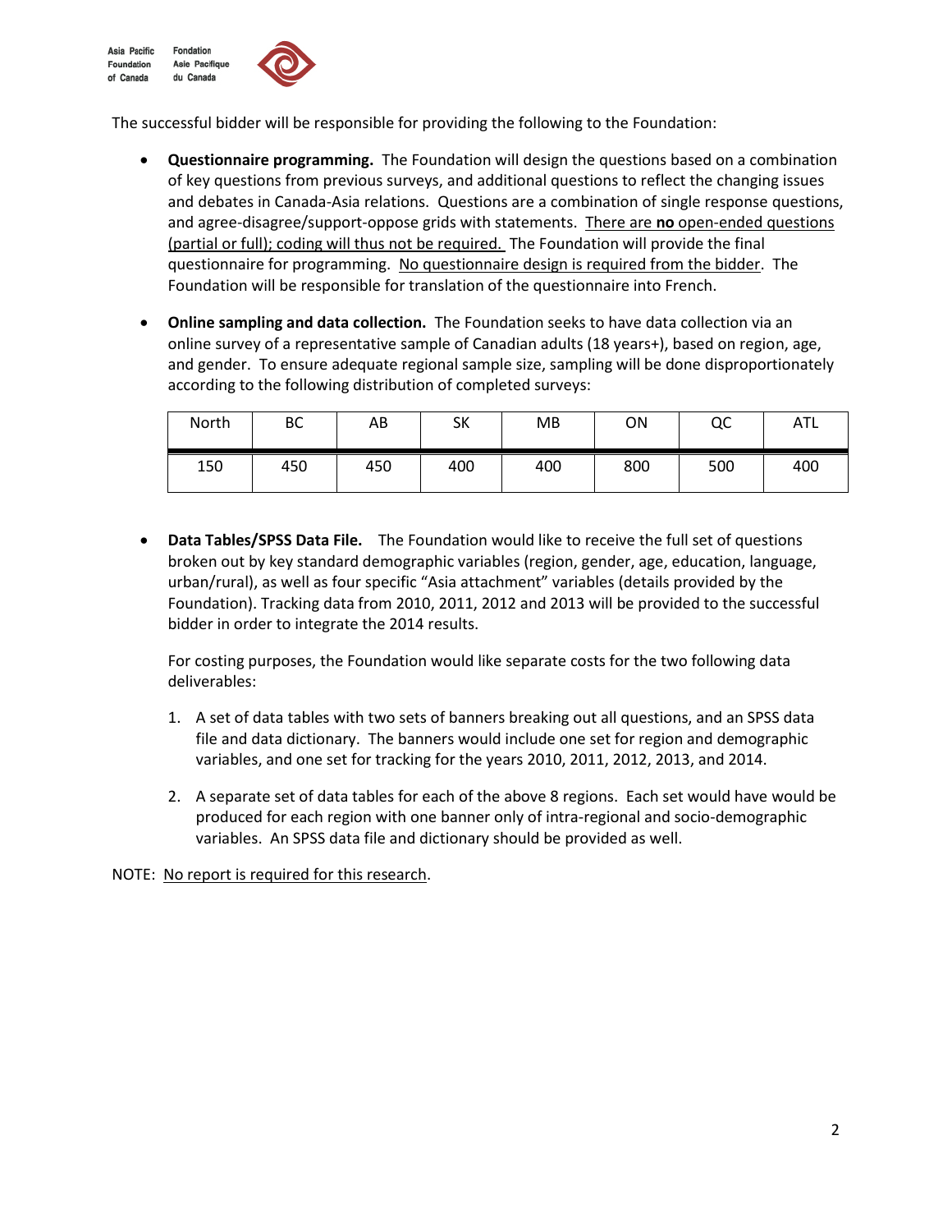The successful bidder will be responsible for providing the following to the Foundation:

- **Questionnaire programming.** The Foundation will design the questions based on a combination of key questions from previous surveys, and additional questions to reflect the changing issues and debates in Canada-Asia relations. Questions are a combination of single response questions, and agree-disagree/support-oppose grids with statements. There are **no** open-ended questions (partial or full); coding will thus not be required. The Foundation will provide the final questionnaire for programming. No questionnaire design is required from the bidder. The Foundation will be responsible for translation of the questionnaire into French.

- **Online sampling and data collection.** The Foundation seeks to have data collection via an online survey of a representative sample of Canadian adults (18 years+), based on region, age, and gender. To ensure adequate regional sample size, sampling will be done disproportionately according to the following distribution of completed surveys:

| North | BC | AB | SK | MB | ON | QC | ATL |
|---|---|---|---|---|---|---|---|
| 150 | 450 | 450 | 400 | 400 | 800 | 500 | 400 |

- **Data Tables/SPSS Data File.** The Foundation would like to receive the full set of questions broken out by key standard demographic variables (region, gender, age, education, language, urban/rural), as well as four specific "Asia attachment" variables (details provided by the Foundation). Tracking data from 2010, 2011, 2012 and 2013 will be provided to the successful bidder in order to integrate the 2014 results.

  For costing purposes, the Foundation would like separate costs for the two following data deliverables:

  1. A set of data tables with two sets of banners breaking out all questions, and an SPSS data file and data dictionary. The banners would include one set for region and demographic variables, and one set for tracking for the years 2010, 2011, 2012, 2013, and 2014.

  2. A separate set of data tables for each of the above 8 regions. Each set would have would be produced for each region with one banner only of intra-regional and socio-demographic variables. An SPSS data file and dictionary should be provided as well.

NOTE: No report is required for this research.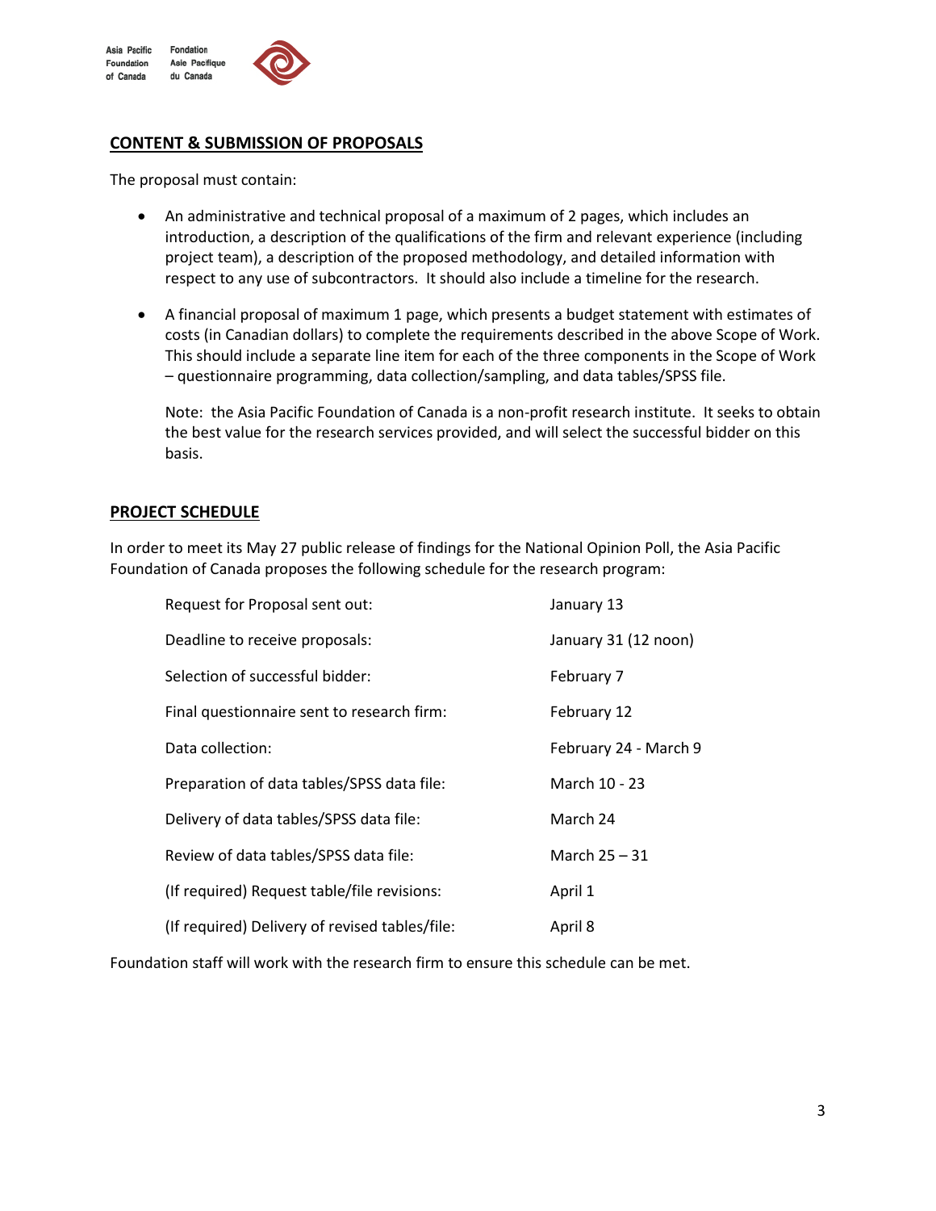## CONTENT & SUBMISSION OF PROPOSALS

The proposal must contain:

- An administrative and technical proposal of a maximum of 2 pages, which includes an introduction, a description of the qualifications of the firm and relevant experience (including project team), a description of the proposed methodology, and detailed information with respect to any use of subcontractors. It should also include a timeline for the research.
- A financial proposal of maximum 1 page, which presents a budget statement with estimates of costs (in Canadian dollars) to complete the requirements described in the above Scope of Work. This should include a separate line item for each of the three components in the Scope of Work – questionnaire programming, data collection/sampling, and data tables/SPSS file.

  Note: the Asia Pacific Foundation of Canada is a non-profit research institute. It seeks to obtain the best value for the research services provided, and will select the successful bidder on this basis.

## PROJECT SCHEDULE

In order to meet its May 27 public release of findings for the National Opinion Poll, the Asia Pacific Foundation of Canada proposes the following schedule for the research program:

| | |
|---|---|
| Request for Proposal sent out: | January 13 |
| Deadline to receive proposals: | January 31 (12 noon) |
| Selection of successful bidder: | February 7 |
| Final questionnaire sent to research firm: | February 12 |
| Data collection: | February 24 - March 9 |
| Preparation of data tables/SPSS data file: | March 10 - 23 |
| Delivery of data tables/SPSS data file: | March 24 |
| Review of data tables/SPSS data file: | March 25 – 31 |
| (If required) Request table/file revisions: | April 1 |
| (If required) Delivery of revised tables/file: | April 8 |

Foundation staff will work with the research firm to ensure this schedule can be met.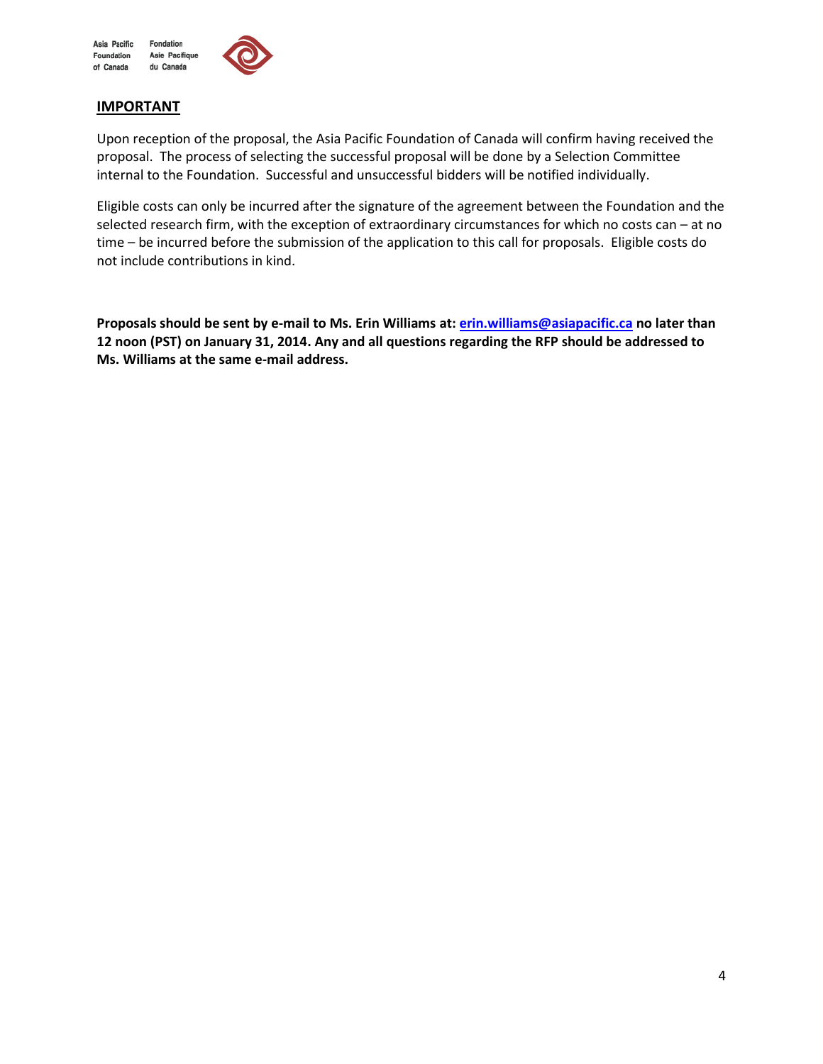## IMPORTANT

Upon reception of the proposal, the Asia Pacific Foundation of Canada will confirm having received the proposal. The process of selecting the successful proposal will be done by a Selection Committee internal to the Foundation. Successful and unsuccessful bidders will be notified individually.

Eligible costs can only be incurred after the signature of the agreement between the Foundation and the selected research firm, with the exception of extraordinary circumstances for which no costs can – at no time – be incurred before the submission of the application to this call for proposals. Eligible costs do not include contributions in kind.

**Proposals should be sent by e-mail to Ms. Erin Williams at: [erin.williams@asiapacific.ca](mailto:erin.williams@asiapacific.ca) no later than 12 noon (PST) on January 31, 2014. Any and all questions regarding the RFP should be addressed to Ms. Williams at the same e-mail address.**